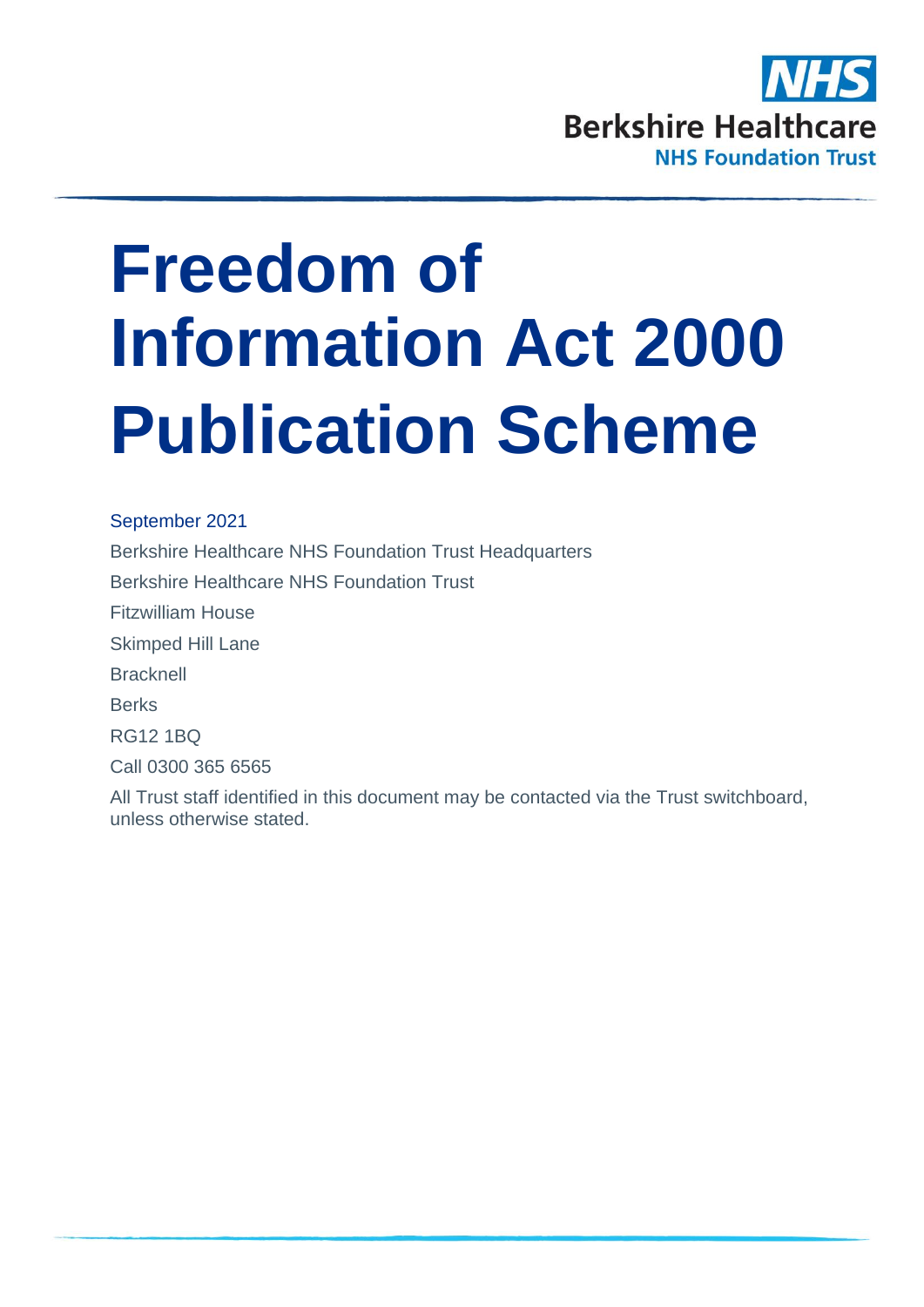NHS

Berkshire Healthcare

NHS Foundation Trust

# Freedom of Information Act 2000 Publication Scheme

September 2021

Berkshire Healthcare NHS Foundation Trust Headquarters

Berkshire Healthcare NHS Foundation Trust

Fitzwilliam House

Skimped Hill Lane

Bracknell

Berks

RG12 1BQ

Call 0300 365 6565

All Trust staff identified in this document may be contacted via the Trust switchboard, unless otherwise stated.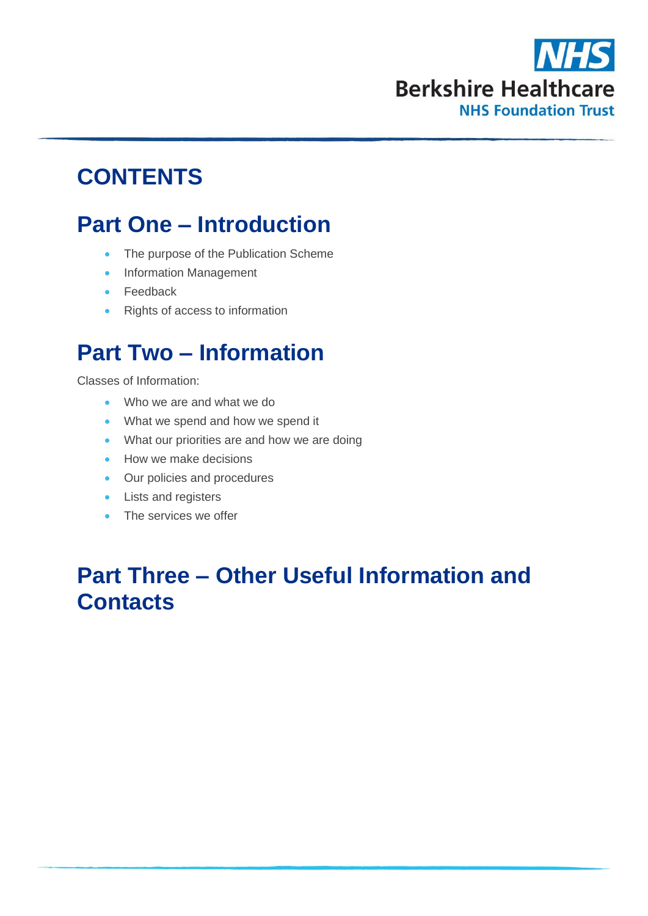# CONTENTS

## Part One – Introduction

- The purpose of the Publication Scheme
- Information Management
- Feedback
- Rights of access to information

## Part Two – Information

Classes of Information:

- Who we are and what we do
- What we spend and how we spend it
- What our priorities are and how we are doing
- How we make decisions
- Our policies and procedures
- Lists and registers
- The services we offer

## Part Three – Other Useful Information and Contacts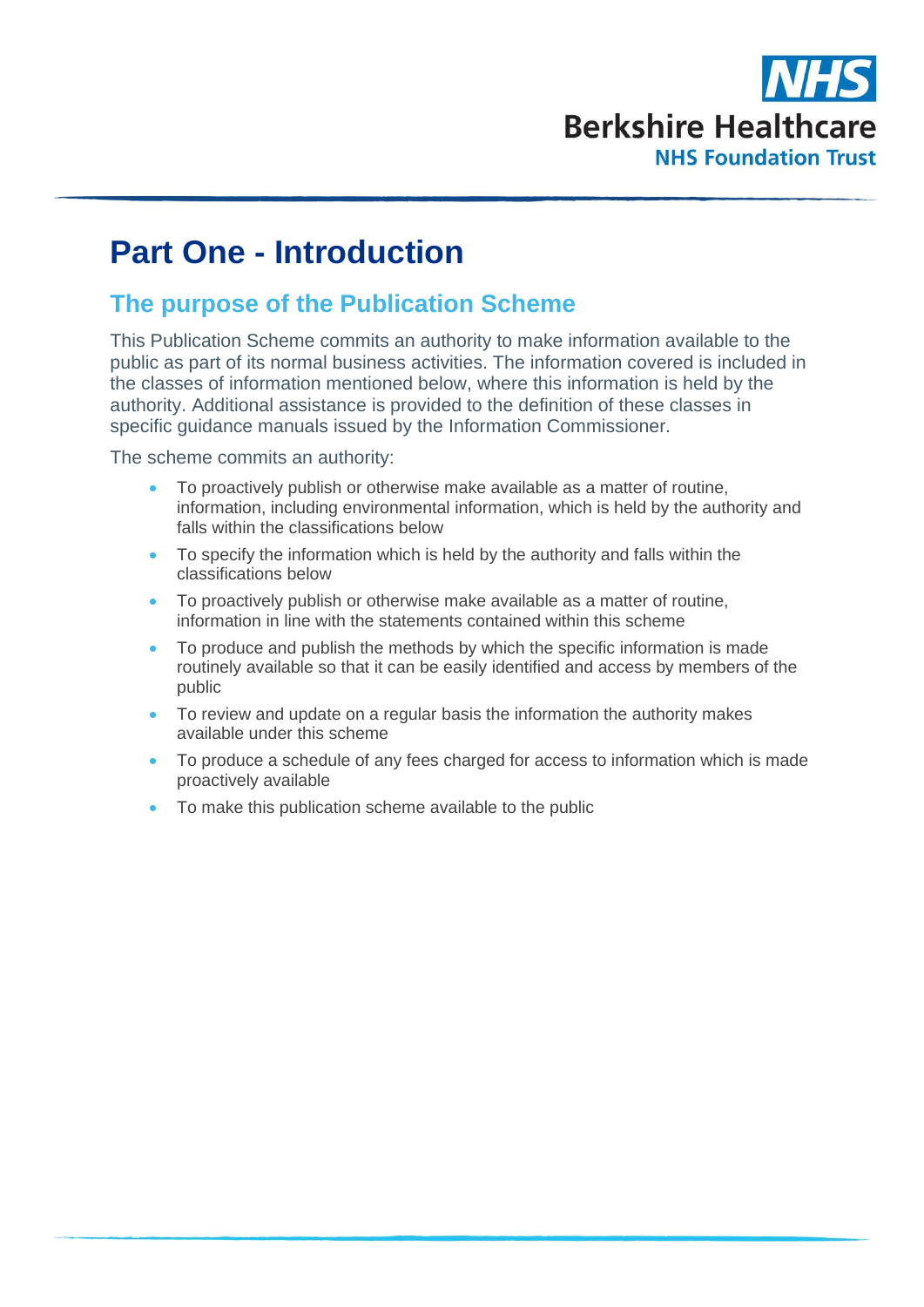# Part One - Introduction

## The purpose of the Publication Scheme

This Publication Scheme commits an authority to make information available to the public as part of its normal business activities. The information covered is included in the classes of information mentioned below, where this information is held by the authority. Additional assistance is provided to the definition of these classes in specific guidance manuals issued by the Information Commissioner.

The scheme commits an authority:

- To proactively publish or otherwise make available as a matter of routine, information, including environmental information, which is held by the authority and falls within the classifications below
- To specify the information which is held by the authority and falls within the classifications below
- To proactively publish or otherwise make available as a matter of routine, information in line with the statements contained within this scheme
- To produce and publish the methods by which the specific information is made routinely available so that it can be easily identified and access by members of the public
- To review and update on a regular basis the information the authority makes available under this scheme
- To produce a schedule of any fees charged for access to information which is made proactively available
- To make this publication scheme available to the public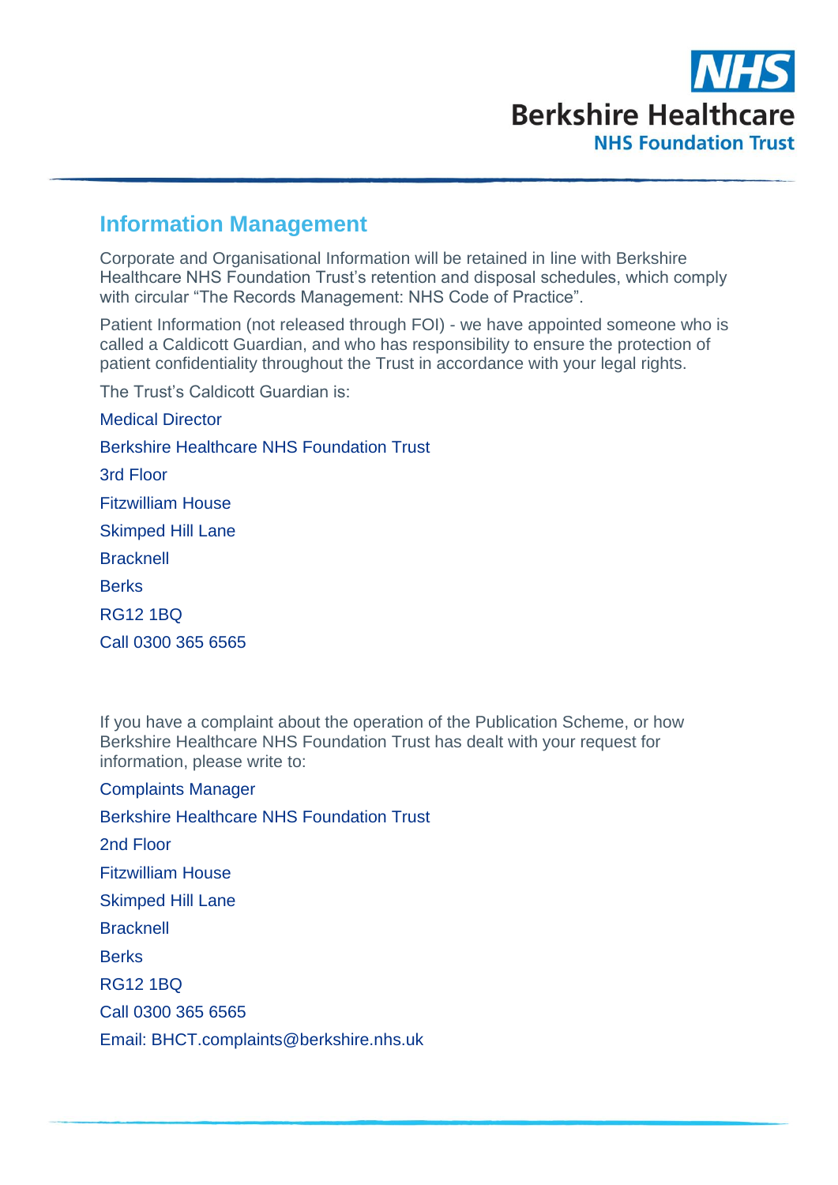## Information Management

Corporate and Organisational Information will be retained in line with Berkshire Healthcare NHS Foundation Trust's retention and disposal schedules, which comply with circular "The Records Management: NHS Code of Practice".

Patient Information (not released through FOI) - we have appointed someone who is called a Caldicott Guardian, and who has responsibility to ensure the protection of patient confidentiality throughout the Trust in accordance with your legal rights.

The Trust's Caldicott Guardian is:

Medical Director

Berkshire Healthcare NHS Foundation Trust

3rd Floor

Fitzwilliam House

Skimped Hill Lane

Bracknell

Berks

RG12 1BQ

Call 0300 365 6565

If you have a complaint about the operation of the Publication Scheme, or how Berkshire Healthcare NHS Foundation Trust has dealt with your request for information, please write to:

Complaints Manager

Berkshire Healthcare NHS Foundation Trust

2nd Floor

Fitzwilliam House

Skimped Hill Lane

Bracknell

Berks

RG12 1BQ

Call 0300 365 6565

Email: BHCT.complaints@berkshire.nhs.uk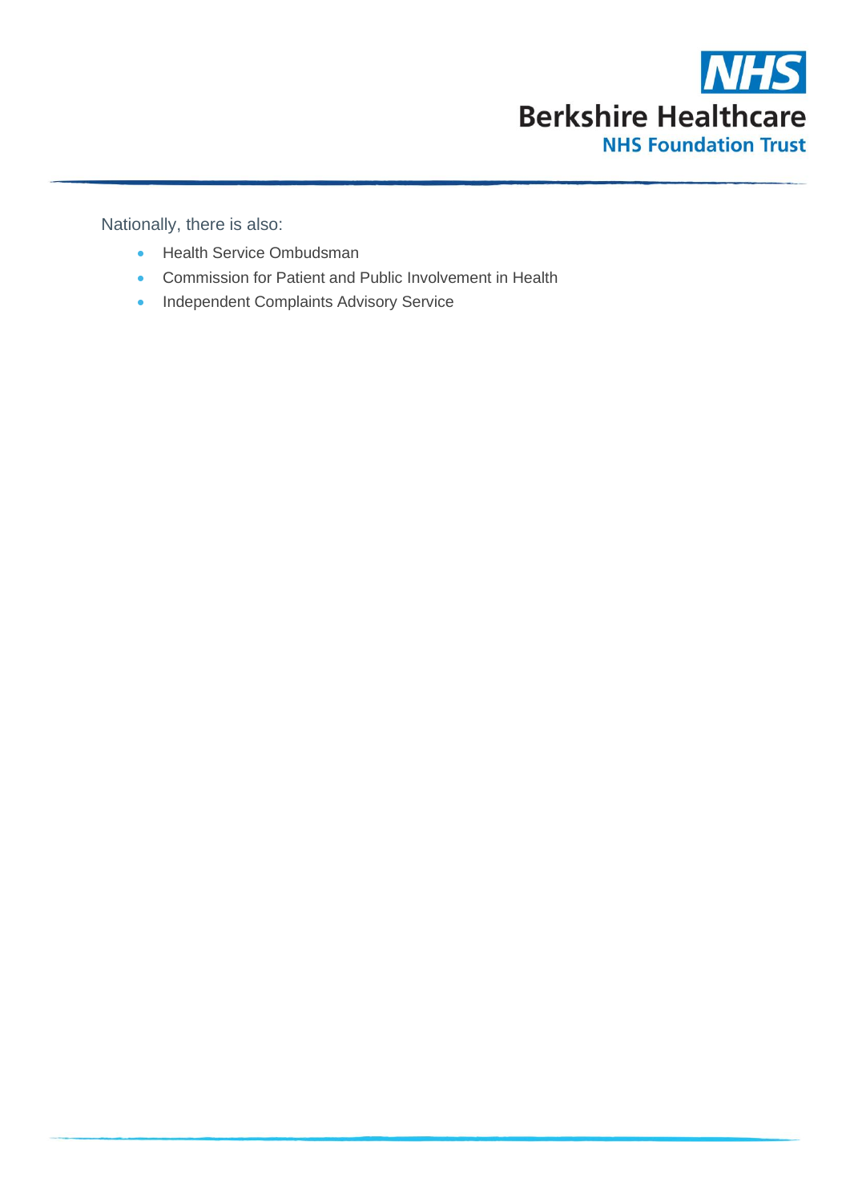Nationally, there is also:

- Health Service Ombudsman
- Commission for Patient and Public Involvement in Health
- Independent Complaints Advisory Service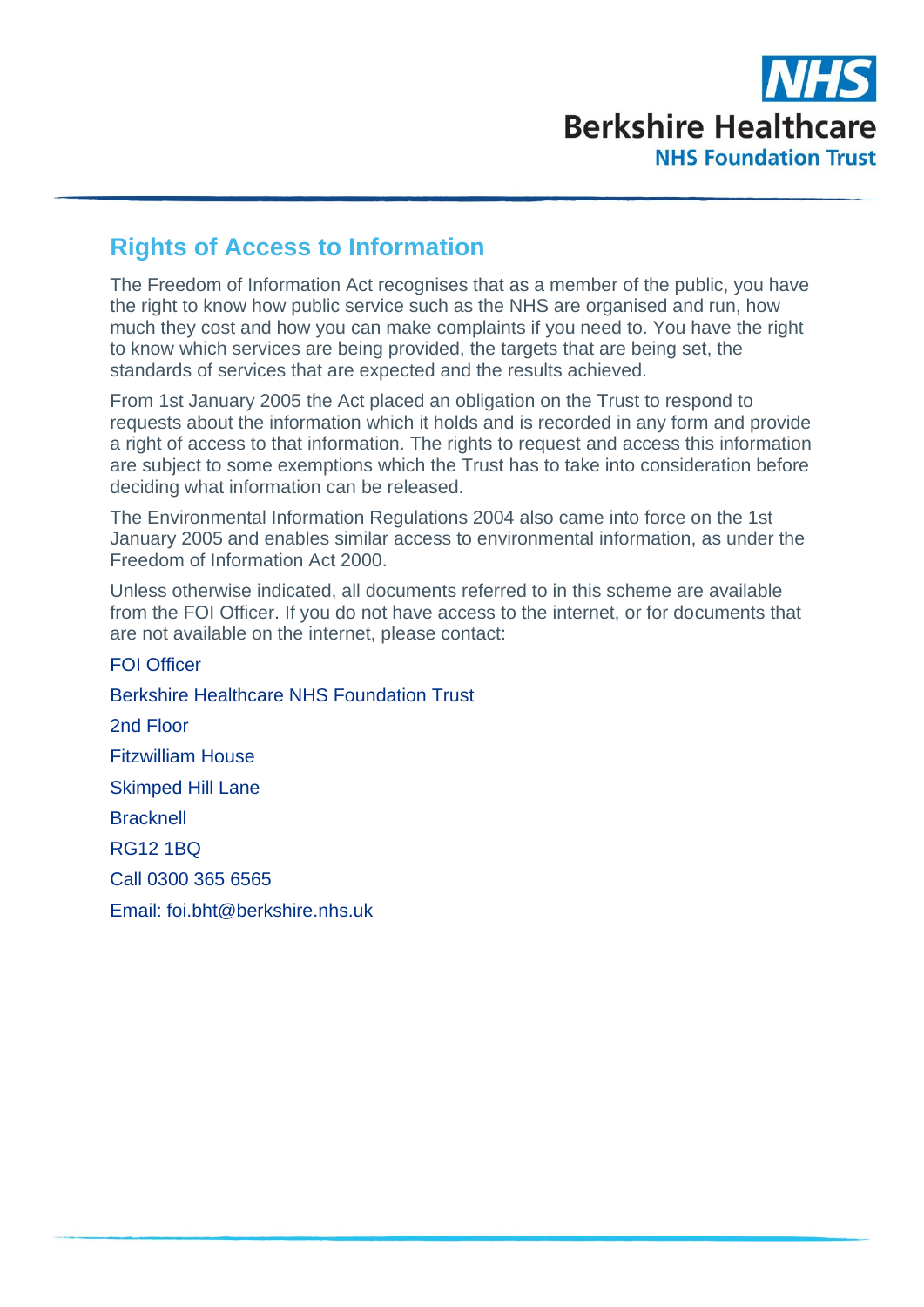## Rights of Access to Information

The Freedom of Information Act recognises that as a member of the public, you have the right to know how public service such as the NHS are organised and run, how much they cost and how you can make complaints if you need to. You have the right to know which services are being provided, the targets that are being set, the standards of services that are expected and the results achieved.

From 1st January 2005 the Act placed an obligation on the Trust to respond to requests about the information which it holds and is recorded in any form and provide a right of access to that information. The rights to request and access this information are subject to some exemptions which the Trust has to take into consideration before deciding what information can be released.

The Environmental Information Regulations 2004 also came into force on the 1st January 2005 and enables similar access to environmental information, as under the Freedom of Information Act 2000.

Unless otherwise indicated, all documents referred to in this scheme are available from the FOI Officer. If you do not have access to the internet, or for documents that are not available on the internet, please contact:

FOI Officer

Berkshire Healthcare NHS Foundation Trust

2nd Floor

Fitzwilliam House

Skimped Hill Lane

Bracknell

RG12 1BQ

Call 0300 365 6565

Email: foi.bht@berkshire.nhs.uk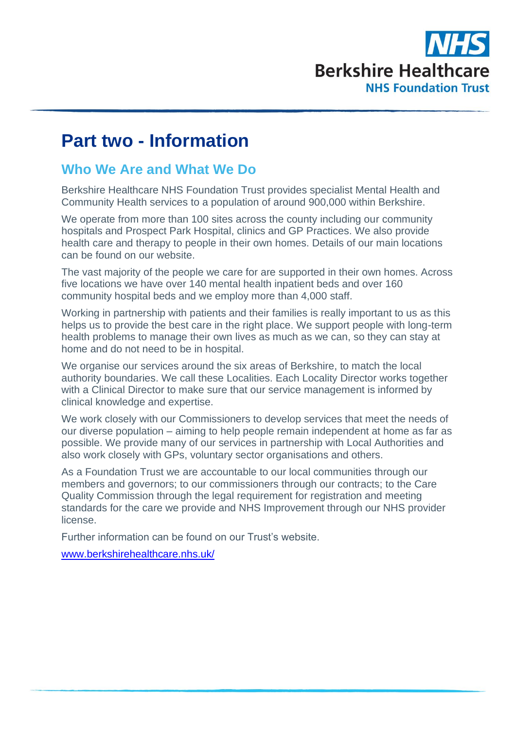# Part two - Information

## Who We Are and What We Do

Berkshire Healthcare NHS Foundation Trust provides specialist Mental Health and Community Health services to a population of around 900,000 within Berkshire.

We operate from more than 100 sites across the county including our community hospitals and Prospect Park Hospital, clinics and GP Practices. We also provide health care and therapy to people in their own homes. Details of our main locations can be found on our website.

The vast majority of the people we care for are supported in their own homes. Across five locations we have over 140 mental health inpatient beds and over 160 community hospital beds and we employ more than 4,000 staff.

Working in partnership with patients and their families is really important to us as this helps us to provide the best care in the right place. We support people with long-term health problems to manage their own lives as much as we can, so they can stay at home and do not need to be in hospital.

We organise our services around the six areas of Berkshire, to match the local authority boundaries. We call these Localities. Each Locality Director works together with a Clinical Director to make sure that our service management is informed by clinical knowledge and expertise.

We work closely with our Commissioners to develop services that meet the needs of our diverse population – aiming to help people remain independent at home as far as possible. We provide many of our services in partnership with Local Authorities and also work closely with GPs, voluntary sector organisations and others.

As a Foundation Trust we are accountable to our local communities through our members and governors; to our commissioners through our contracts; to the Care Quality Commission through the legal requirement for registration and meeting standards for the care we provide and NHS Improvement through our NHS provider license.

Further information can be found on our Trust's website.

[www.berkshirehealthcare.nhs.uk/](http://www.berkshirehealthcare.nhs.uk/)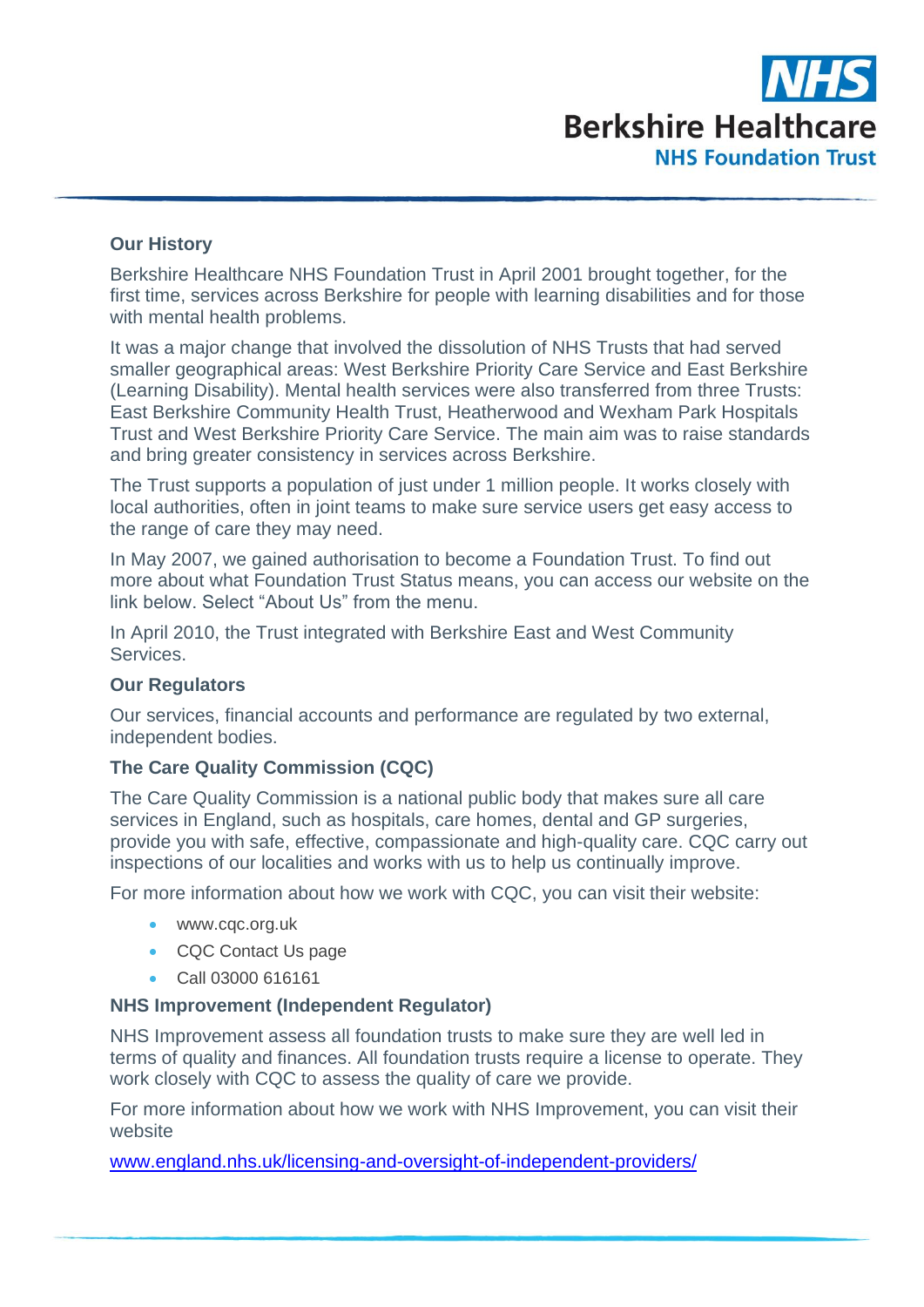## Our History

Berkshire Healthcare NHS Foundation Trust in April 2001 brought together, for the first time, services across Berkshire for people with learning disabilities and for those with mental health problems.

It was a major change that involved the dissolution of NHS Trusts that had served smaller geographical areas: West Berkshire Priority Care Service and East Berkshire (Learning Disability). Mental health services were also transferred from three Trusts: East Berkshire Community Health Trust, Heatherwood and Wexham Park Hospitals Trust and West Berkshire Priority Care Service. The main aim was to raise standards and bring greater consistency in services across Berkshire.

The Trust supports a population of just under 1 million people. It works closely with local authorities, often in joint teams to make sure service users get easy access to the range of care they may need.

In May 2007, we gained authorisation to become a Foundation Trust. To find out more about what Foundation Trust Status means, you can access our website on the link below. Select "About Us" from the menu.

In April 2010, the Trust integrated with Berkshire East and West Community Services.

## Our Regulators

Our services, financial accounts and performance are regulated by two external, independent bodies.

### The Care Quality Commission (CQC)

The Care Quality Commission is a national public body that makes sure all care services in England, such as hospitals, care homes, dental and GP surgeries, provide you with safe, effective, compassionate and high-quality care. CQC carry out inspections of our localities and works with us to help us continually improve.

For more information about how we work with CQC, you can visit their website:

- www.cqc.org.uk
- CQC Contact Us page
- Call 03000 616161

### NHS Improvement (Independent Regulator)

NHS Improvement assess all foundation trusts to make sure they are well led in terms of quality and finances. All foundation trusts require a license to operate. They work closely with CQC to assess the quality of care we provide.

For more information about how we work with NHS Improvement, you can visit their website

www.england.nhs.uk/licensing-and-oversight-of-independent-providers/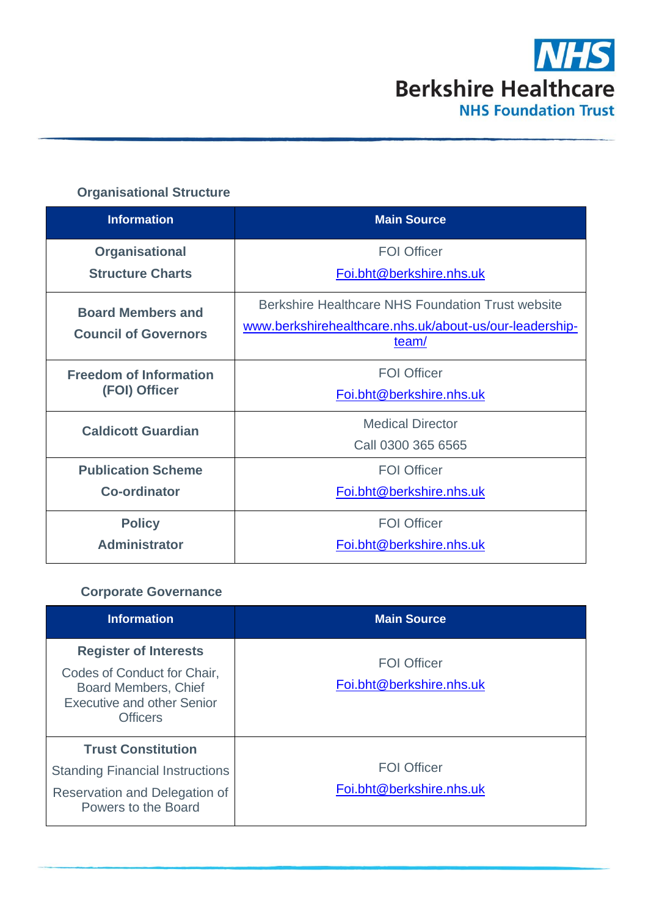### Organisational Structure

| Information | Main Source |
| --- | --- |
| **Organisational Structure Charts** | FOI Officer<br>Foi.bht@berkshire.nhs.uk |
| **Board Members and Council of Governors** | Berkshire Healthcare NHS Foundation Trust website<br>www.berkshirehealthcare.nhs.uk/about-us/our-leadership-team/ |
| **Freedom of Information (FOI) Officer** | FOI Officer<br>Foi.bht@berkshire.nhs.uk |
| **Caldicott Guardian** | Medical Director<br>Call 0300 365 6565 |
| **Publication Scheme Co-ordinator** | FOI Officer<br>Foi.bht@berkshire.nhs.uk |
| **Policy Administrator** | FOI Officer<br>Foi.bht@berkshire.nhs.uk |

### Corporate Governance

| Information | Main Source |
| --- | --- |
| **Register of Interests**<br>Codes of Conduct for Chair, Board Members, Chief Executive and other Senior Officers | FOI Officer<br>Foi.bht@berkshire.nhs.uk |
| **Trust Constitution**<br>Standing Financial Instructions<br>Reservation and Delegation of Powers to the Board | FOI Officer<br>Foi.bht@berkshire.nhs.uk |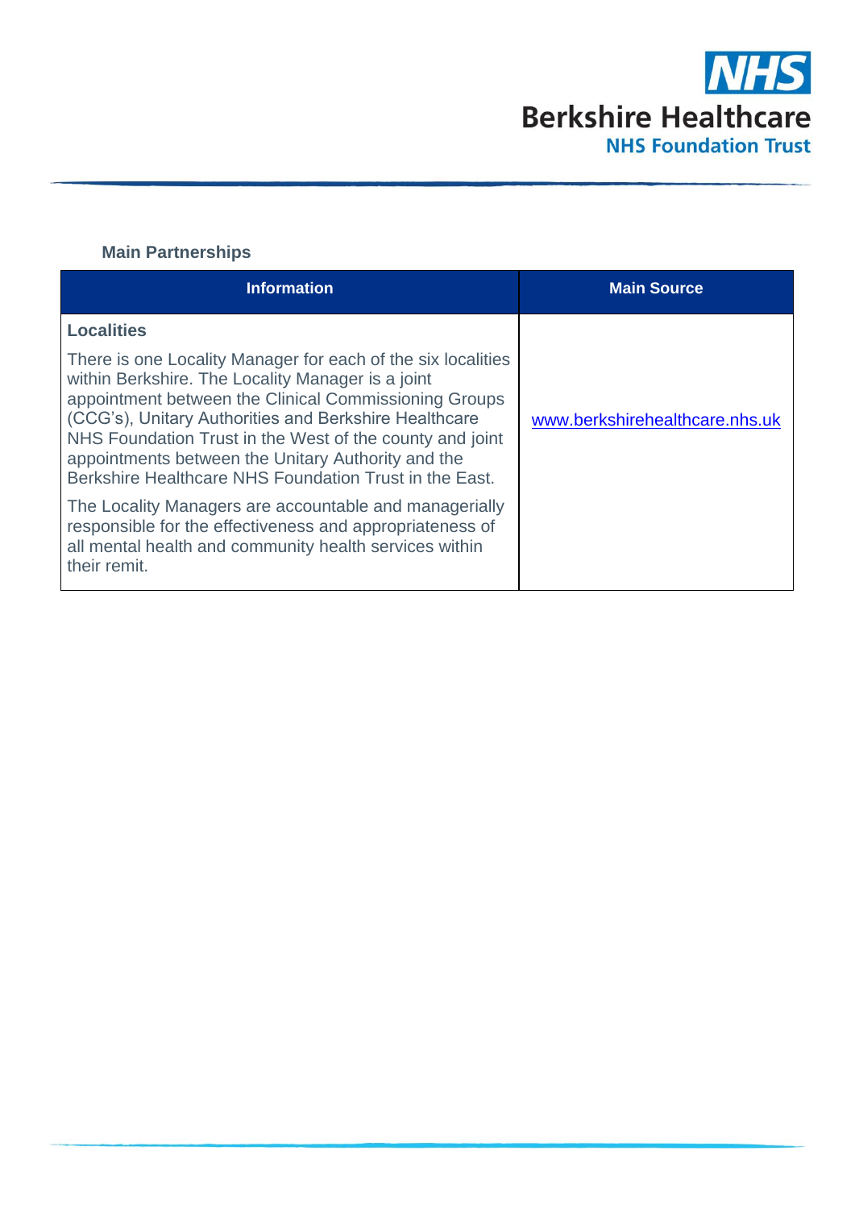### Main Partnerships

| Information | Main Source |
| --- | --- |
| **Localities**<br><br>There is one Locality Manager for each of the six localities within Berkshire. The Locality Manager is a joint appointment between the Clinical Commissioning Groups (CCG's), Unitary Authorities and Berkshire Healthcare NHS Foundation Trust in the West of the county and joint appointments between the Unitary Authority and the Berkshire Healthcare NHS Foundation Trust in the East.<br><br>The Locality Managers are accountable and managerially responsible for the effectiveness and appropriateness of all mental health and community health services within their remit. | www.berkshirehealthcare.nhs.uk |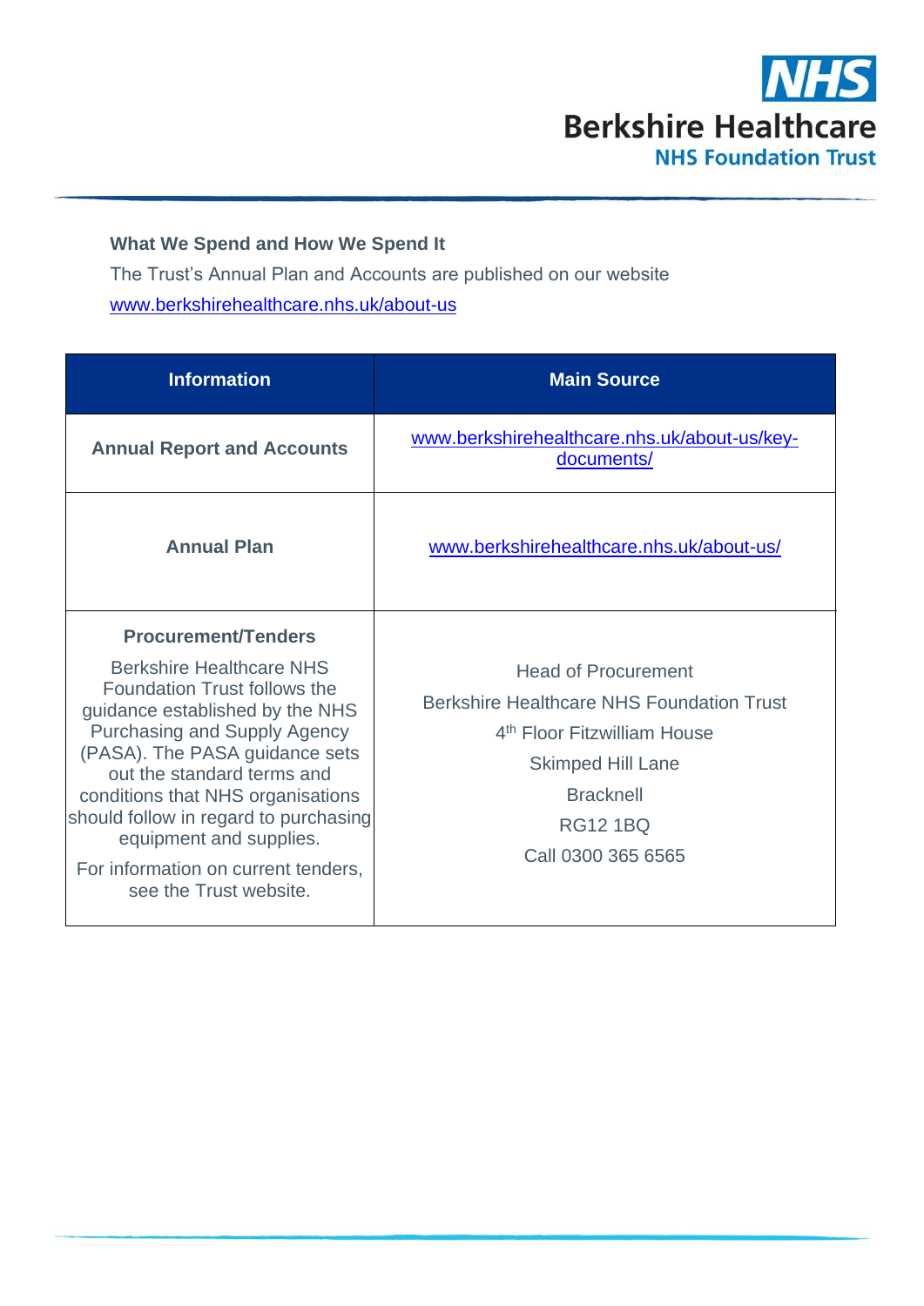**What We Spend and How We Spend It**

The Trust's Annual Plan and Accounts are published on our website [www.berkshirehealthcare.nhs.uk/about-us](http://www.berkshirehealthcare.nhs.uk/about-us)

| Information | Main Source |
| --- | --- |
| **Annual Report and Accounts** | [www.berkshirehealthcare.nhs.uk/about-us/key-documents/](http://www.berkshirehealthcare.nhs.uk/about-us/key-documents/) |
| **Annual Plan** | [www.berkshirehealthcare.nhs.uk/about-us/](http://www.berkshirehealthcare.nhs.uk/about-us/) |
| **Procurement/Tenders**<br><br>Berkshire Healthcare NHS Foundation Trust follows the guidance established by the NHS Purchasing and Supply Agency (PASA). The PASA guidance sets out the standard terms and conditions that NHS organisations should follow in regard to purchasing equipment and supplies.<br><br>For information on current tenders, see the Trust website. | Head of Procurement<br>Berkshire Healthcare NHS Foundation Trust<br>4th Floor Fitzwilliam House<br>Skimped Hill Lane<br>Bracknell<br>RG12 1BQ<br>Call 0300 365 6565 |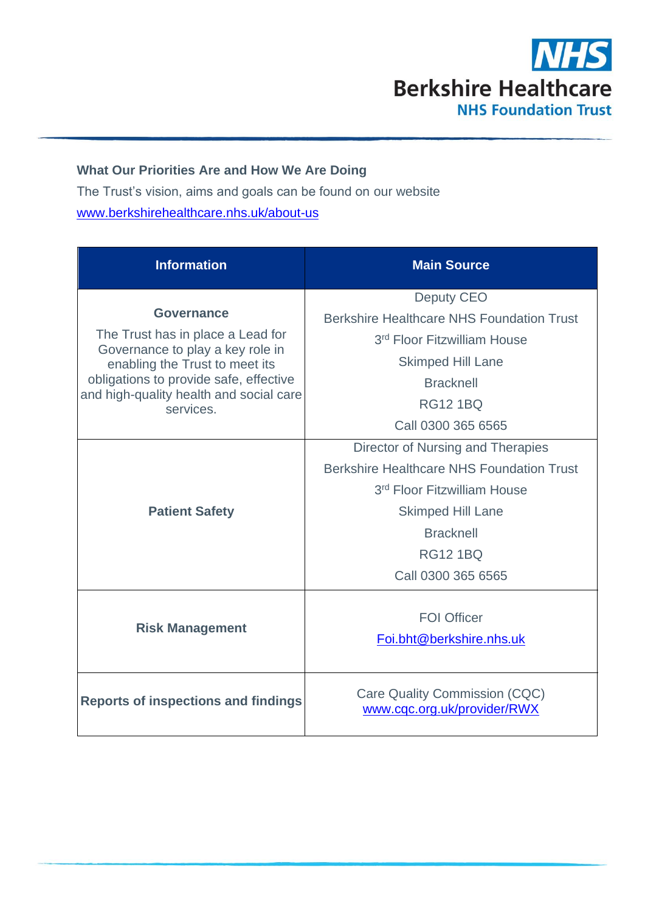### What Our Priorities Are and How We Are Doing

The Trust's vision, aims and goals can be found on our website
www.berkshirehealthcare.nhs.uk/about-us

| Information | Main Source |
|---|---|
| **Governance**<br>The Trust has in place a Lead for Governance to play a key role in enabling the Trust to meet its obligations to provide safe, effective and high-quality health and social care services. | Deputy CEO<br>Berkshire Healthcare NHS Foundation Trust<br>3rd Floor Fitzwilliam House<br>Skimped Hill Lane<br>Bracknell<br>RG12 1BQ<br>Call 0300 365 6565 |
| **Patient Safety** | Director of Nursing and Therapies<br>Berkshire Healthcare NHS Foundation Trust<br>3rd Floor Fitzwilliam House<br>Skimped Hill Lane<br>Bracknell<br>RG12 1BQ<br>Call 0300 365 6565 |
| **Risk Management** | FOI Officer<br>Foi.bht@berkshire.nhs.uk |
| **Reports of inspections and findings** | Care Quality Commission (CQC)<br>www.cqc.org.uk/provider/RWX |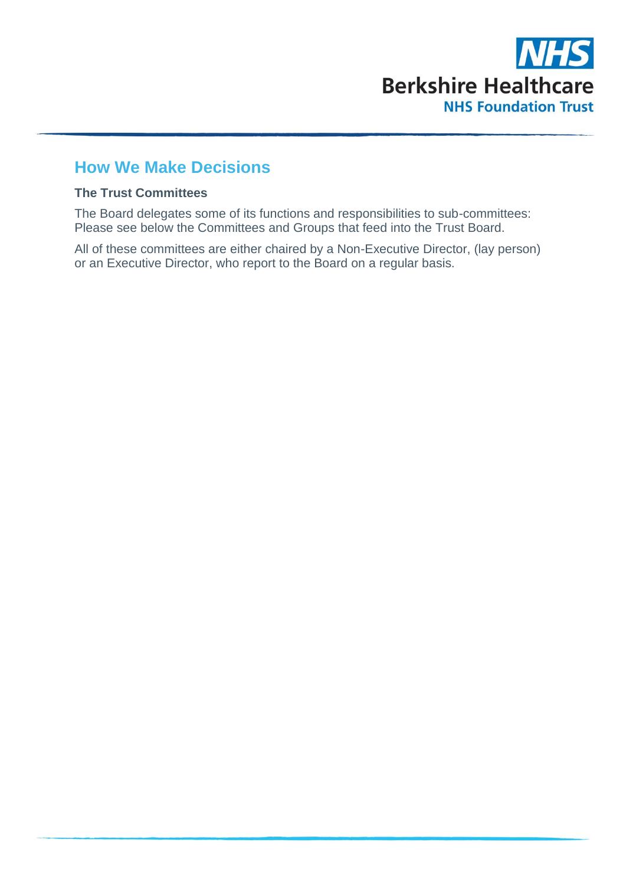## How We Make Decisions

### The Trust Committees

The Board delegates some of its functions and responsibilities to sub-committees: Please see below the Committees and Groups that feed into the Trust Board.

All of these committees are either chaired by a Non-Executive Director, (lay person) or an Executive Director, who report to the Board on a regular basis.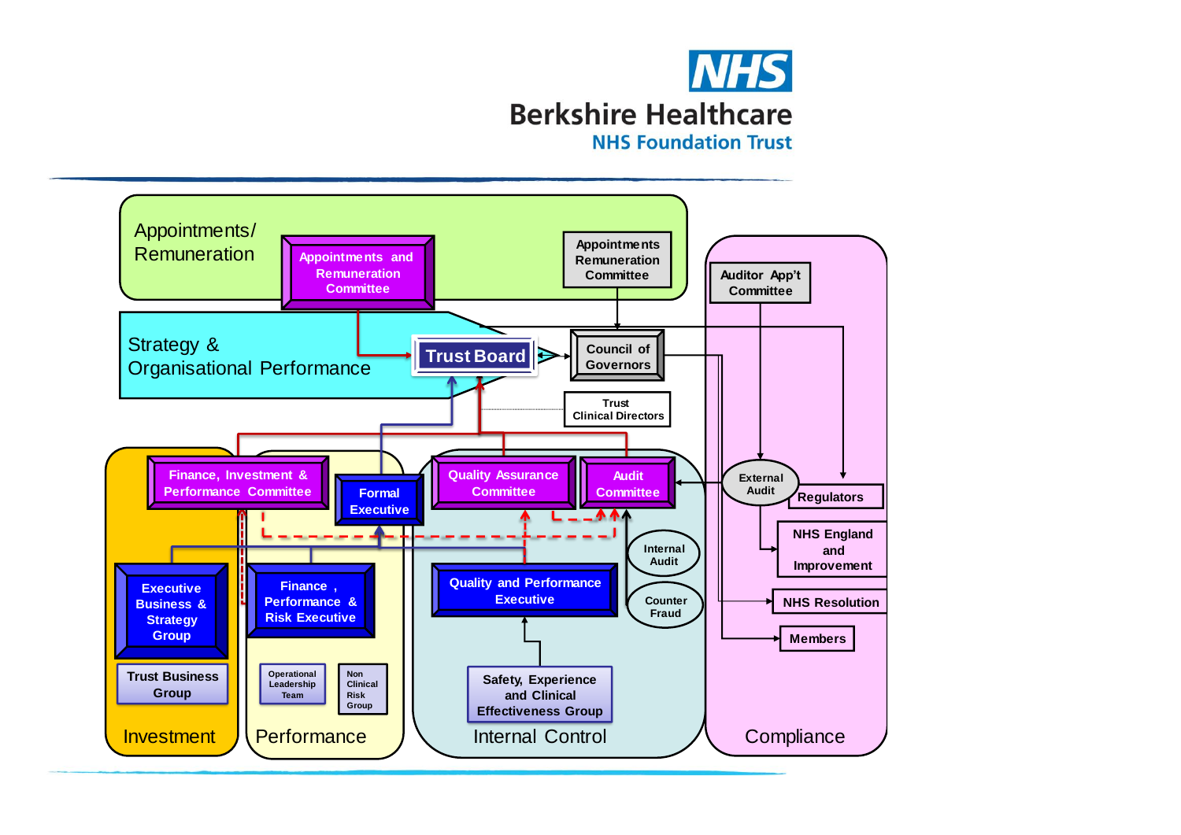NHS

Berkshire Healthcare

NHS Foundation Trust

**Appointments/ Remuneration**

- Appointments and Remuneration Committee
- Appointments Remuneration Committee

**Strategy & Organisational Performance**

- Trust Board
- Council of Governors
- Trust Clinical Directors

**Investment**

- Finance, Investment & Performance Committee
- Executive Business & Strategy Group
- Trust Business Group

**Performance**

- Formal Executive
- Finance, Performance & Risk Executive
- Operational Leadership Team
- Non Clinical Risk Group

**Internal Control**

- Quality Assurance Committee
- Audit Committee
- Internal Audit
- Counter Fraud
- Quality and Performance Executive
- Safety, Experience and Clinical Effectiveness Group

**Compliance**

- Auditor App't Committee
- External Audit
- Regulators
- NHS England and Improvement
- NHS Resolution
- Members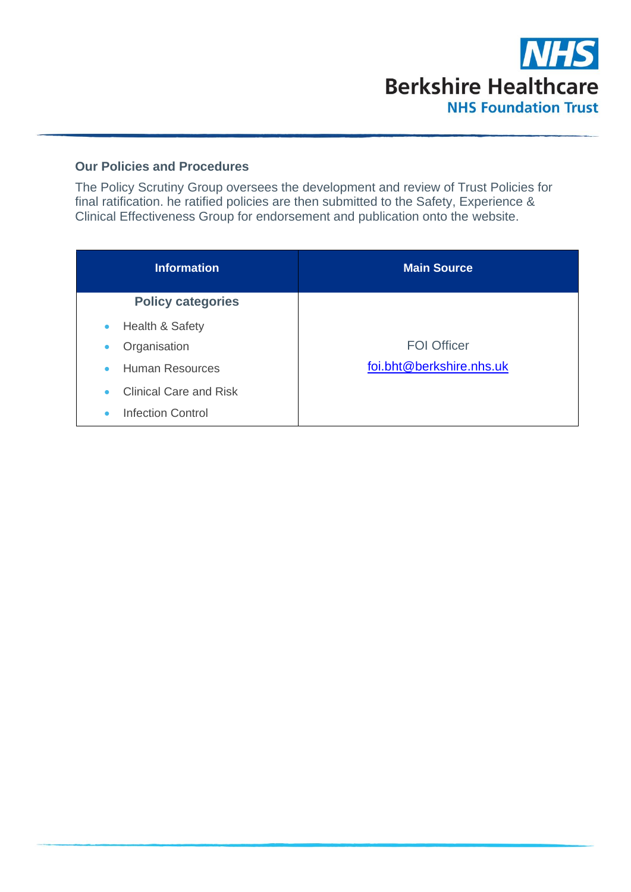## Our Policies and Procedures

The Policy Scrutiny Group oversees the development and review of Trust Policies for final ratification. he ratified policies are then submitted to the Safety, Experience & Clinical Effectiveness Group for endorsement and publication onto the website.

| Information | Main Source |
|---|---|
| **Policy categories**<br>• Health & Safety<br>• Organisation<br>• Human Resources<br>• Clinical Care and Risk<br>• Infection Control | FOI Officer<br>foi.bht@berkshire.nhs.uk |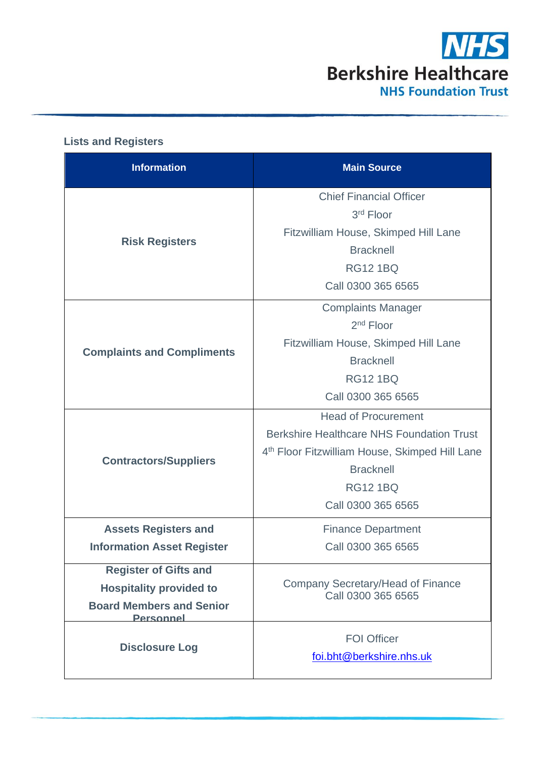### Lists and Registers

| Information | Main Source |
|---|---|
| **Risk Registers** | Chief Financial Officer<br>3rd Floor<br>Fitzwilliam House, Skimped Hill Lane<br>Bracknell<br>RG12 1BQ<br>Call 0300 365 6565 |
| **Complaints and Compliments** | Complaints Manager<br>2nd Floor<br>Fitzwilliam House, Skimped Hill Lane<br>Bracknell<br>RG12 1BQ<br>Call 0300 365 6565 |
| **Contractors/Suppliers** | Head of Procurement<br>Berkshire Healthcare NHS Foundation Trust<br>4th Floor Fitzwilliam House, Skimped Hill Lane<br>Bracknell<br>RG12 1BQ<br>Call 0300 365 6565 |
| **Assets Registers and Information Asset Register** | Finance Department<br>Call 0300 365 6565 |
| **Register of Gifts and Hospitality provided to Board Members and Senior Personnel** | Company Secretary/Head of Finance<br>Call 0300 365 6565 |
| **Disclosure Log** | FOI Officer<br>foi.bht@berkshire.nhs.uk |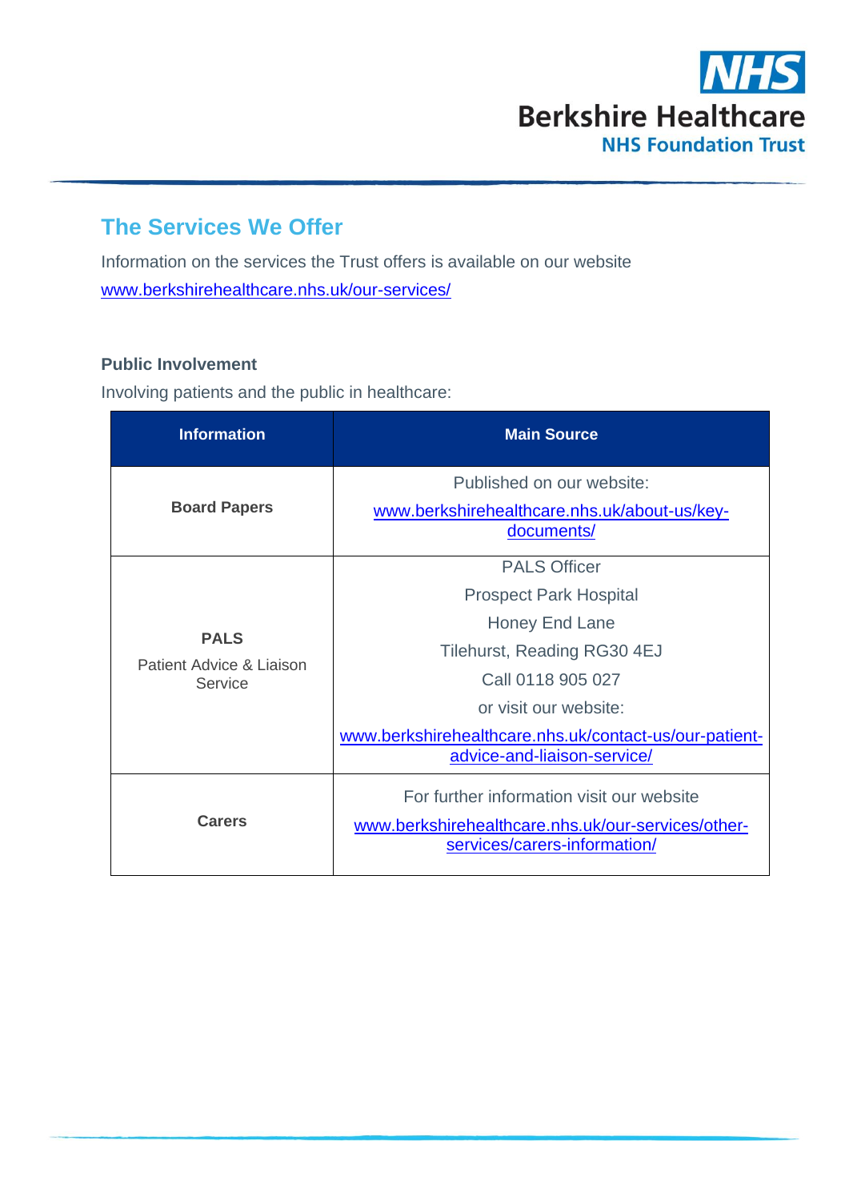## The Services We Offer

Information on the services the Trust offers is available on our website www.berkshirehealthcare.nhs.uk/our-services/

**Public Involvement**

Involving patients and the public in healthcare:

| Information | Main Source |
|---|---|
| **Board Papers** | Published on our website: www.berkshirehealthcare.nhs.uk/about-us/key-documents/ |
| **PALS** Patient Advice & Liaison Service | PALS Officer<br>Prospect Park Hospital<br>Honey End Lane<br>Tilehurst, Reading RG30 4EJ<br>Call 0118 905 027<br>or visit our website:<br>www.berkshirehealthcare.nhs.uk/contact-us/our-patient-advice-and-liaison-service/ |
| **Carers** | For further information visit our website www.berkshirehealthcare.nhs.uk/our-services/other-services/carers-information/ |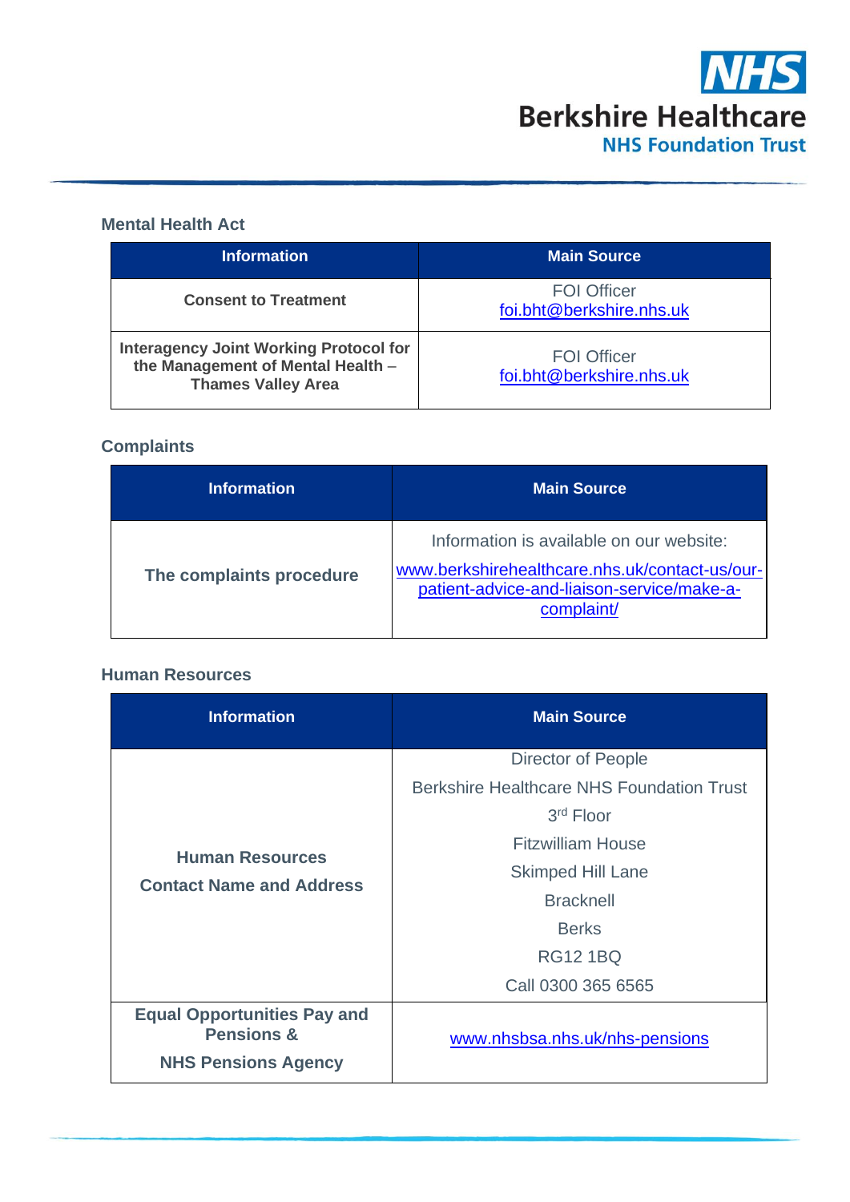### Mental Health Act

| Information | Main Source |
|---|---|
| **Consent to Treatment** | FOI Officer<br>foi.bht@berkshire.nhs.uk |
| **Interagency Joint Working Protocol for the Management of Mental Health – Thames Valley Area** | FOI Officer<br>foi.bht@berkshire.nhs.uk |

### Complaints

| Information | Main Source |
|---|---|
| **The complaints procedure** | Information is available on our website:<br>www.berkshirehealthcare.nhs.uk/contact-us/our-patient-advice-and-liaison-service/make-a-complaint/ |

### Human Resources

| Information | Main Source |
|---|---|
| **Human Resources**<br>**Contact Name and Address** | Director of People<br>Berkshire Healthcare NHS Foundation Trust<br>3rd Floor<br>Fitzwilliam House<br>Skimped Hill Lane<br>Bracknell<br>Berks<br>RG12 1BQ<br>Call 0300 365 6565 |
| **Equal Opportunities Pay and Pensions &**<br>**NHS Pensions Agency** | www.nhsbsa.nhs.uk/nhs-pensions |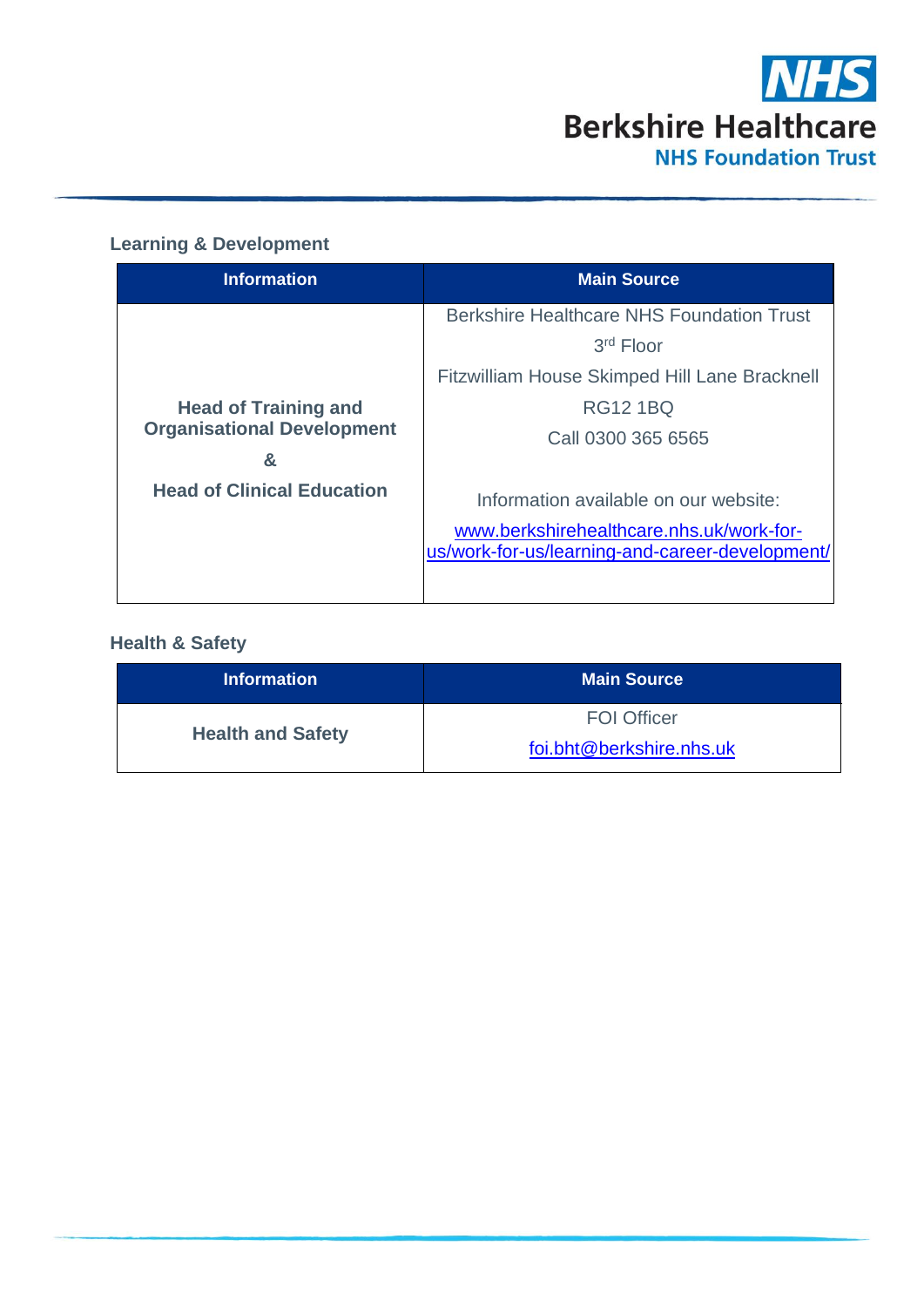## Learning & Development

| Information | Main Source |
| --- | --- |
| **Head of Training and Organisational Development**<br><br>**&**<br><br>**Head of Clinical Education** | Berkshire Healthcare NHS Foundation Trust<br>3rd Floor<br>Fitzwilliam House Skimped Hill Lane Bracknell<br>RG12 1BQ<br>Call 0300 365 6565<br><br>Information available on our website:<br>[www.berkshirehealthcare.nhs.uk/work-for-us/work-for-us/learning-and-career-development/](http://www.berkshirehealthcare.nhs.uk/work-for-us/work-for-us/learning-and-career-development/) |

## Health & Safety

| Information | Main Source |
| --- | --- |
| **Health and Safety** | FOI Officer<br>[foi.bht@berkshire.nhs.uk](mailto:foi.bht@berkshire.nhs.uk) |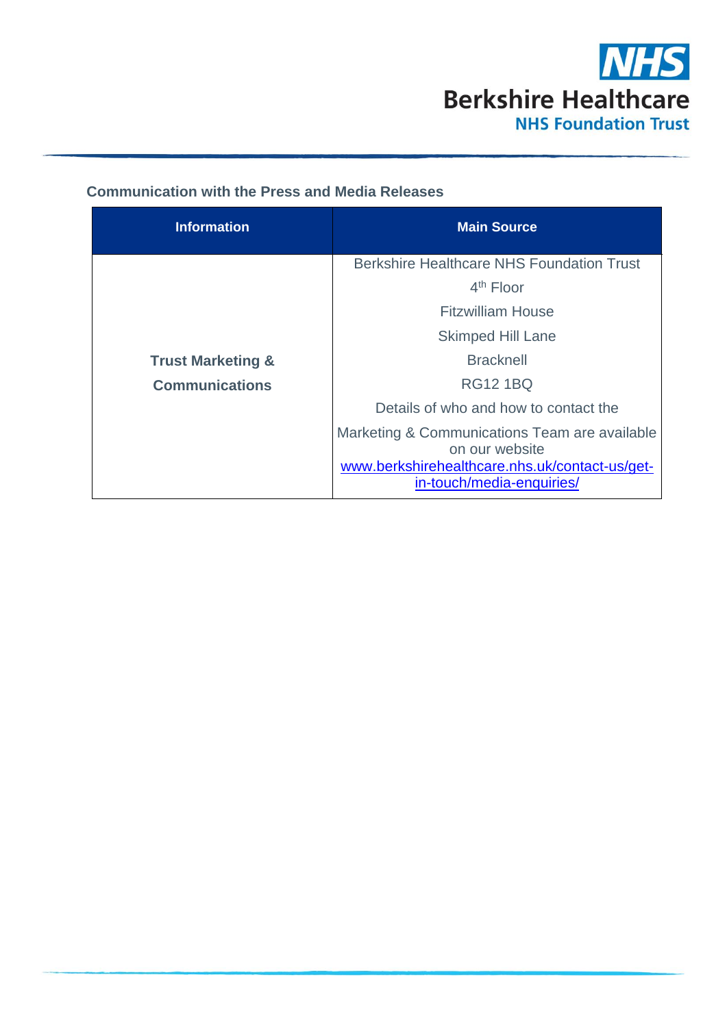## Communication with the Press and Media Releases

| Information | Main Source |
| --- | --- |
| **Trust Marketing & Communications** | Berkshire Healthcare NHS Foundation Trust<br>4th Floor<br>Fitzwilliam House<br>Skimped Hill Lane<br>Bracknell<br>RG12 1BQ<br>Details of who and how to contact the Marketing & Communications Team are available on our website [www.berkshirehealthcare.nhs.uk/contact-us/get-in-touch/media-enquiries/](www.berkshirehealthcare.nhs.uk/contact-us/get-in-touch/media-enquiries/) |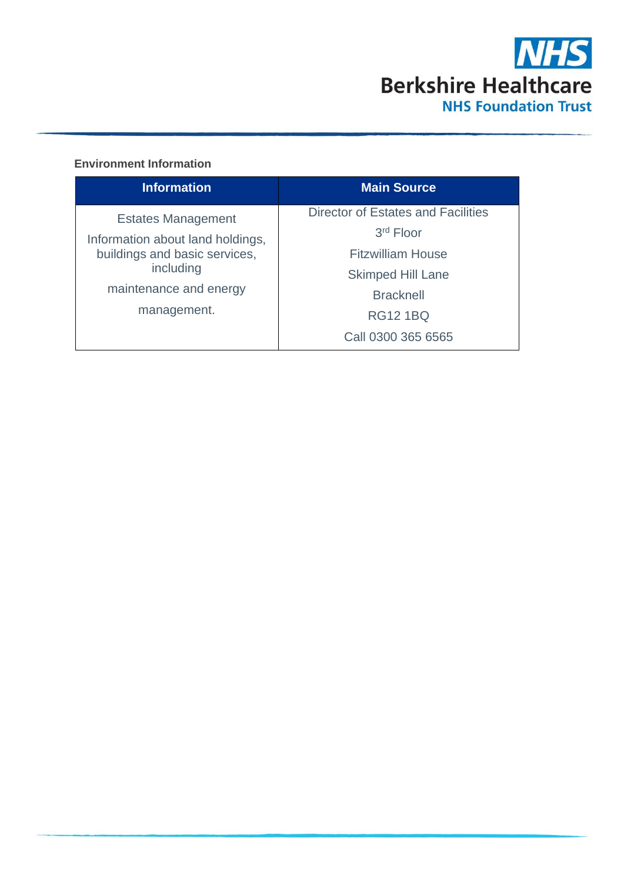**Environment Information**

| Information | Main Source |
| --- | --- |
| Estates Management<br>Information about land holdings, buildings and basic services, including maintenance and energy management. | Director of Estates and Facilities<br>3rd Floor<br>Fitzwilliam House<br>Skimped Hill Lane<br>Bracknell<br>RG12 1BQ<br>Call 0300 365 6565 |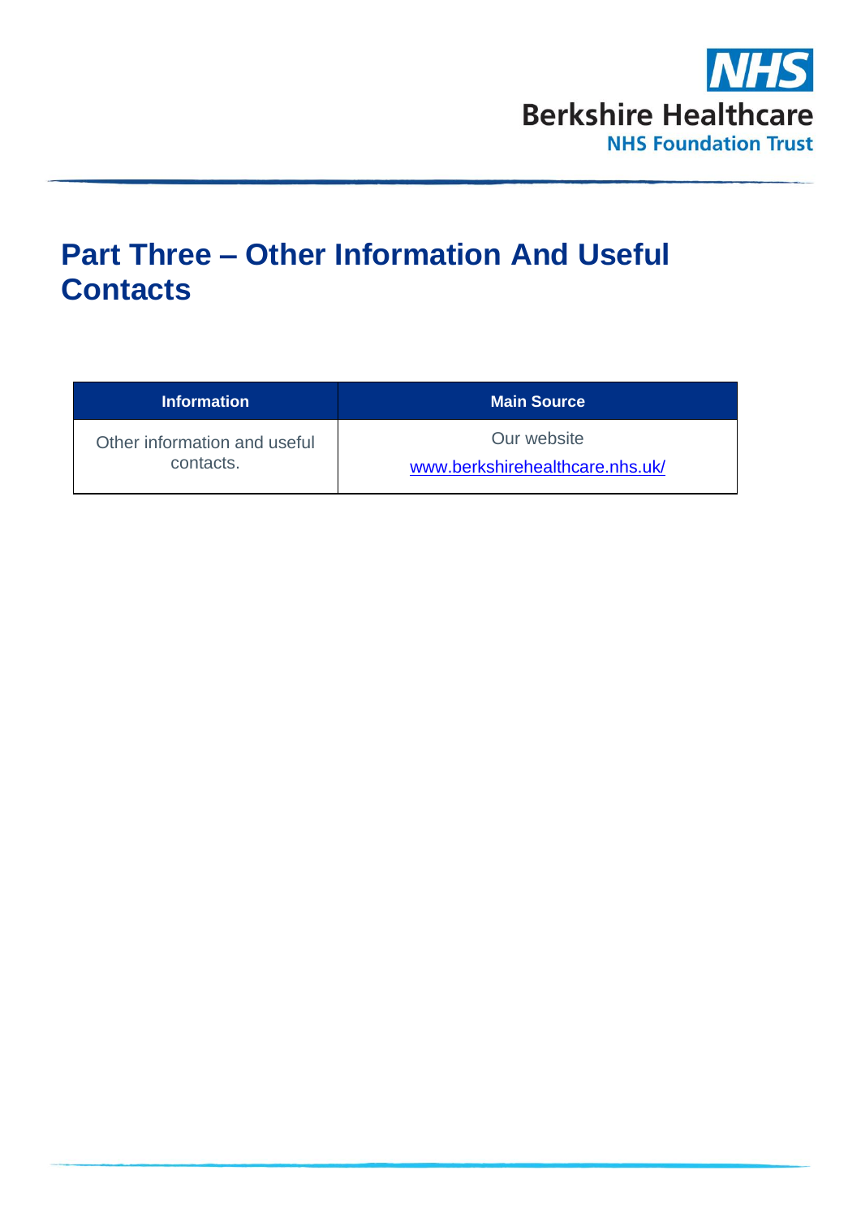# Part Three – Other Information And Useful Contacts

| Information | Main Source |
|---|---|
| Other information and useful contacts. | Our website www.berkshirehealthcare.nhs.uk/ |